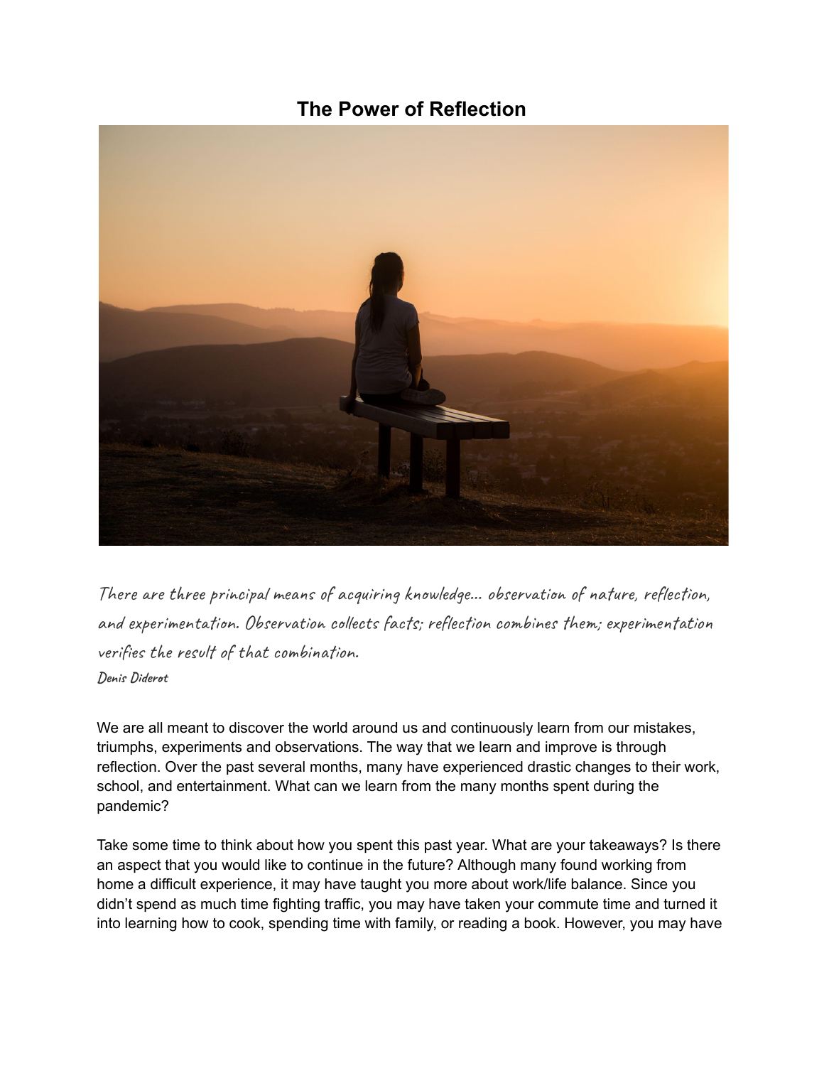# The Power of Reflection

*There are three principal means of acquiring knowledge... observation of nature, reflection, and experimentation. Observation collects facts; reflection combines them; experimentation verifies the result of that combination.*
***Denis Diderot***

We are all meant to discover the world around us and continuously learn from our mistakes, triumphs, experiments and observations. The way that we learn and improve is through reflection. Over the past several months, many have experienced drastic changes to their work, school, and entertainment. What can we learn from the many months spent during the pandemic?

Take some time to think about how you spent this past year. What are your takeaways? Is there an aspect that you would like to continue in the future? Although many found working from home a difficult experience, it may have taught you more about work/life balance. Since you didn't spend as much time fighting traffic, you may have taken your commute time and turned it into learning how to cook, spending time with family, or reading a book. However, you may have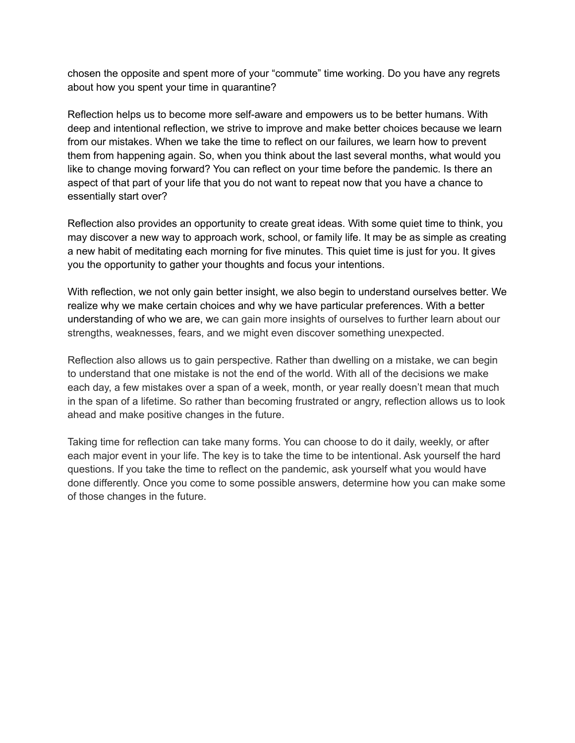chosen the opposite and spent more of your “commute” time working. Do you have any regrets about how you spent your time in quarantine?

Reflection helps us to become more self-aware and empowers us to be better humans. With deep and intentional reflection, we strive to improve and make better choices because we learn from our mistakes. When we take the time to reflect on our failures, we learn how to prevent them from happening again. So, when you think about the last several months, what would you like to change moving forward? You can reflect on your time before the pandemic. Is there an aspect of that part of your life that you do not want to repeat now that you have a chance to essentially start over?

Reflection also provides an opportunity to create great ideas. With some quiet time to think, you may discover a new way to approach work, school, or family life. It may be as simple as creating a new habit of meditating each morning for five minutes. This quiet time is just for you. It gives you the opportunity to gather your thoughts and focus your intentions.

With reflection, we not only gain better insight, we also begin to understand ourselves better. We realize why we make certain choices and why we have particular preferences. With a better understanding of who we are, we can gain more insights of ourselves to further learn about our strengths, weaknesses, fears, and we might even discover something unexpected.

Reflection also allows us to gain perspective. Rather than dwelling on a mistake, we can begin to understand that one mistake is not the end of the world. With all of the decisions we make each day, a few mistakes over a span of a week, month, or year really doesn’t mean that much in the span of a lifetime. So rather than becoming frustrated or angry, reflection allows us to look ahead and make positive changes in the future.

Taking time for reflection can take many forms. You can choose to do it daily, weekly, or after each major event in your life. The key is to take the time to be intentional. Ask yourself the hard questions. If you take the time to reflect on the pandemic, ask yourself what you would have done differently. Once you come to some possible answers, determine how you can make some of those changes in the future.